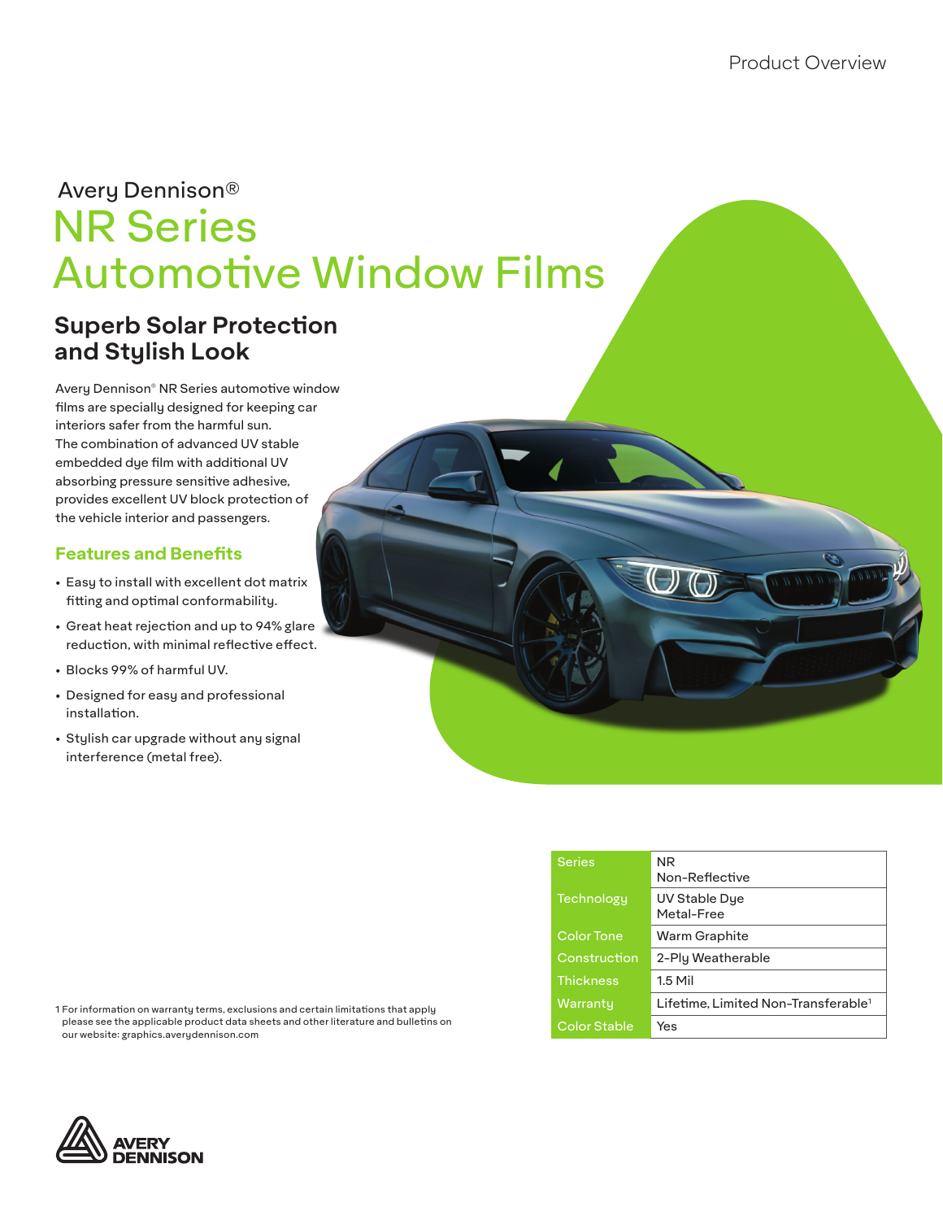Avery Dennison®

# NR Series Automotive Window Films

## Superb Solar Protection and Stylish Look

Avery Dennison® NR Series automotive window films are specially designed for keeping car interiors safer from the harmful sun. The combination of advanced UV stable embedded dye film with additional UV absorbing pressure sensitive adhesive, provides excellent UV block protection of the vehicle interior and passengers.

### Features and Benefits

- Easy to install with excellent dot matrix fitting and optimal conformability.
- Great heat rejection and up to 94% glare reduction, with minimal reflective effect.
- Blocks 99% of harmful UV.
- Designed for easy and professional installation.
- Stylish car upgrade without any signal interference (metal free).

| | |
|---|---|
| Series | NR<br>Non-Reflective |
| Technology | UV Stable Dye<br>Metal-Free |
| Color Tone | Warm Graphite |
| Construction | 2-Ply Weatherable |
| Thickness | 1.5 Mil |
| Warranty | Lifetime, Limited Non-Transferable[1] |
| Color Stable | Yes |

1 For information on warranty terms, exclusions and certain limitations that apply please see the applicable product data sheets and other literature and bulletins on our website: graphics.averydennison.com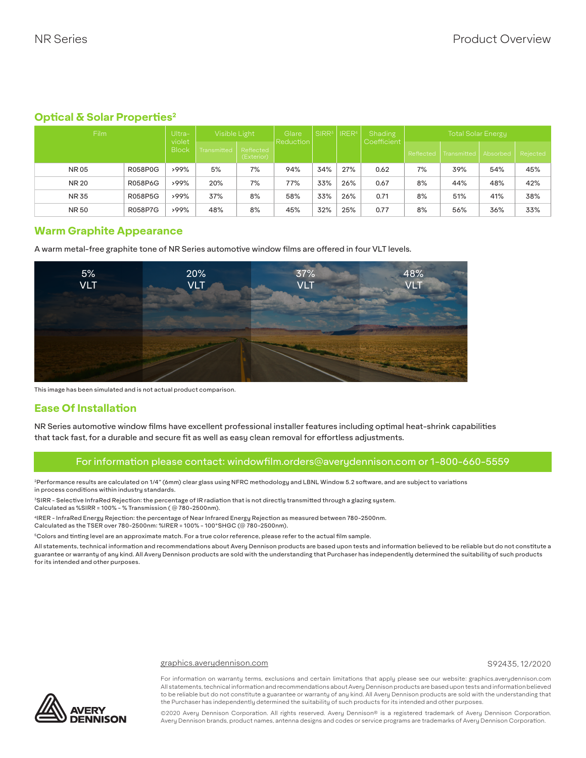## Optical & Solar Properties[2]

| Film | | Ultra-violet Block | Visible Light | | Glare Reduction | SIRR[3] | IRER[4] | Shading Coefficient | Total Solar Energy | | | |
|---|---|---|---|---|---|---|---|---|---|---|---|---|
| | | | Transmitted | Reflected (Exterior) | | | | | Reflected | Transmitted | Absorbed | Rejected |
| NR 05 | R058P0G | >99% | 5% | 7% | 94% | 34% | 27% | 0.62 | 7% | 39% | 54% | 45% |
| NR 20 | R058P6G | >99% | 20% | 7% | 77% | 33% | 26% | 0.67 | 8% | 44% | 48% | 42% |
| NR 35 | R058P5G | >99% | 37% | 8% | 58% | 33% | 26% | 0.71 | 8% | 51% | 41% | 38% |
| NR 50 | R058P7G | >99% | 48% | 8% | 45% | 32% | 25% | 0.77 | 8% | 56% | 36% | 33% |

## Warm Graphite Appearance

A warm metal-free graphite tone of NR Series automotive window films are offered in four VLT levels.

5% VLT

20% VLT

37% VLT

48% VLT

This image has been simulated and is not actual product comparison.

## Ease Of Installation

NR Series automotive window films have excellent professional installer features including optimal heat-shrink capabilities that tack fast, for a durable and secure fit as well as easy clean removal for effortless adjustments.

For information please contact: windowfilm.orders@averydennison.com or 1-800-660-5559

[2]Performance results are calculated on 1/4" (6mm) clear glass using NFRC methodology and LBNL Window 5.2 software, and are subject to variations in process conditions within industry standards.

[3]SIRR - Selective InfraRed Rejection: the percentage of IR radiation that is not directly transmitted through a glazing system. Calculated as %SIRR = 100% - % Transmission ( @ 780-2500nm).

[4]IRER - InfraRed Energy Rejection: the percentage of Near Infrared Energy Rejection as measured between 780-2500nm. Calculated as the TSER over 780-2500nm: %IRER = 100% - 100*SHGC (@ 780-2500nm).

[5]Colors and tinting level are an approximate match. For a true color reference, please refer to the actual film sample.

All statements, technical information and recommendations about Avery Dennison products are based upon tests and information believed to be reliable but do not constitute a guarantee or warranty of any kind. All Avery Dennison products are sold with the understanding that Purchaser has independently determined the suitability of such products for its intended and other purposes.

graphics.averydennison.com

S92435, 12/2020

For information on warranty terms, exclusions and certain limitations that apply please see our website: graphics.averydennison.com All statements, technical information and recommendations about Avery Dennison products are based upon tests and information believed to be reliable but do not constitute a guarantee or warranty of any kind. All Avery Dennison products are sold with the understanding that the Purchaser has independently determined the suitability of such products for its intended and other purposes.

©2020 Avery Dennison Corporation. All rights reserved. Avery Dennison® is a registered trademark of Avery Dennison Corporation. Avery Dennison brands, product names, antenna designs and codes or service programs are trademarks of Avery Dennison Corporation.

AVERY DENNISON